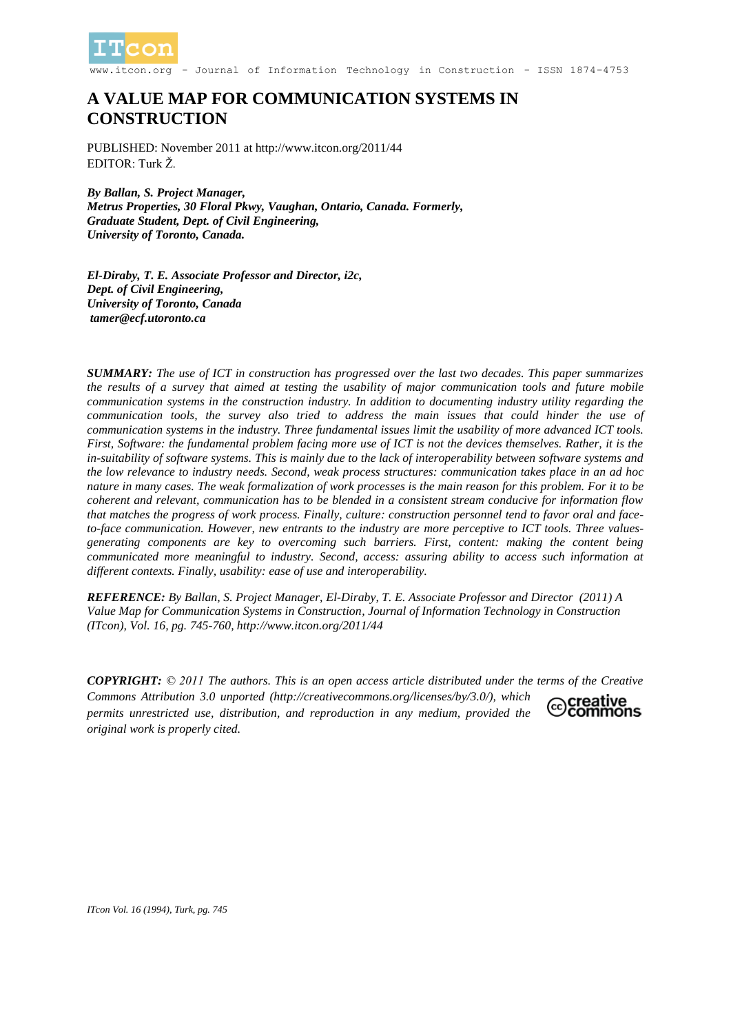# A VALUE MAP FOR COMMUNICATION SYSTEMS IN CONSTRUCTION

PUBLISHED: November 2011 at http://www.itcon.org/2011/44
EDITOR: Turk Ž.

***By Ballan, S. Project Manager,***
***Metrus Properties, 30 Floral Pkwy, Vaughan, Ontario, Canada. Formerly,***
***Graduate Student, Dept. of Civil Engineering,***
***University of Toronto, Canada.***

***El-Diraby, T. E. Associate Professor and Director, i2c,***
***Dept. of Civil Engineering,***
***University of Toronto, Canada***
***tamer@ecf.utoronto.ca***

***SUMMARY:*** *The use of ICT in construction has progressed over the last two decades. This paper summarizes the results of a survey that aimed at testing the usability of major communication tools and future mobile communication systems in the construction industry. In addition to documenting industry utility regarding the communication tools, the survey also tried to address the main issues that could hinder the use of communication systems in the industry. Three fundamental issues limit the usability of more advanced ICT tools. First, Software: the fundamental problem facing more use of ICT is not the devices themselves. Rather, it is the in-suitability of software systems. This is mainly due to the lack of interoperability between software systems and the low relevance to industry needs. Second, weak process structures: communication takes place in an ad hoc nature in many cases. The weak formalization of work processes is the main reason for this problem. For it to be coherent and relevant, communication has to be blended in a consistent stream conducive for information flow that matches the progress of work process. Finally, culture: construction personnel tend to favor oral and face-to-face communication. However, new entrants to the industry are more perceptive to ICT tools. Three values-generating components are key to overcoming such barriers. First, content: making the content being communicated more meaningful to industry. Second, access: assuring ability to access such information at different contexts. Finally, usability: ease of use and interoperability.*

***REFERENCE:*** *By Ballan, S. Project Manager, El-Diraby, T. E. Associate Professor and Director (2011) A Value Map for Communication Systems in Construction, Journal of Information Technology in Construction (ITcon), Vol. 16, pg. 745-760, http://www.itcon.org/2011/44*

***COPYRIGHT:*** *© 2011 The authors. This is an open access article distributed under the terms of the Creative Commons Attribution 3.0 unported (http://creativecommons.org/licenses/by/3.0/), which permits unrestricted use, distribution, and reproduction in any medium, provided the original work is properly cited.*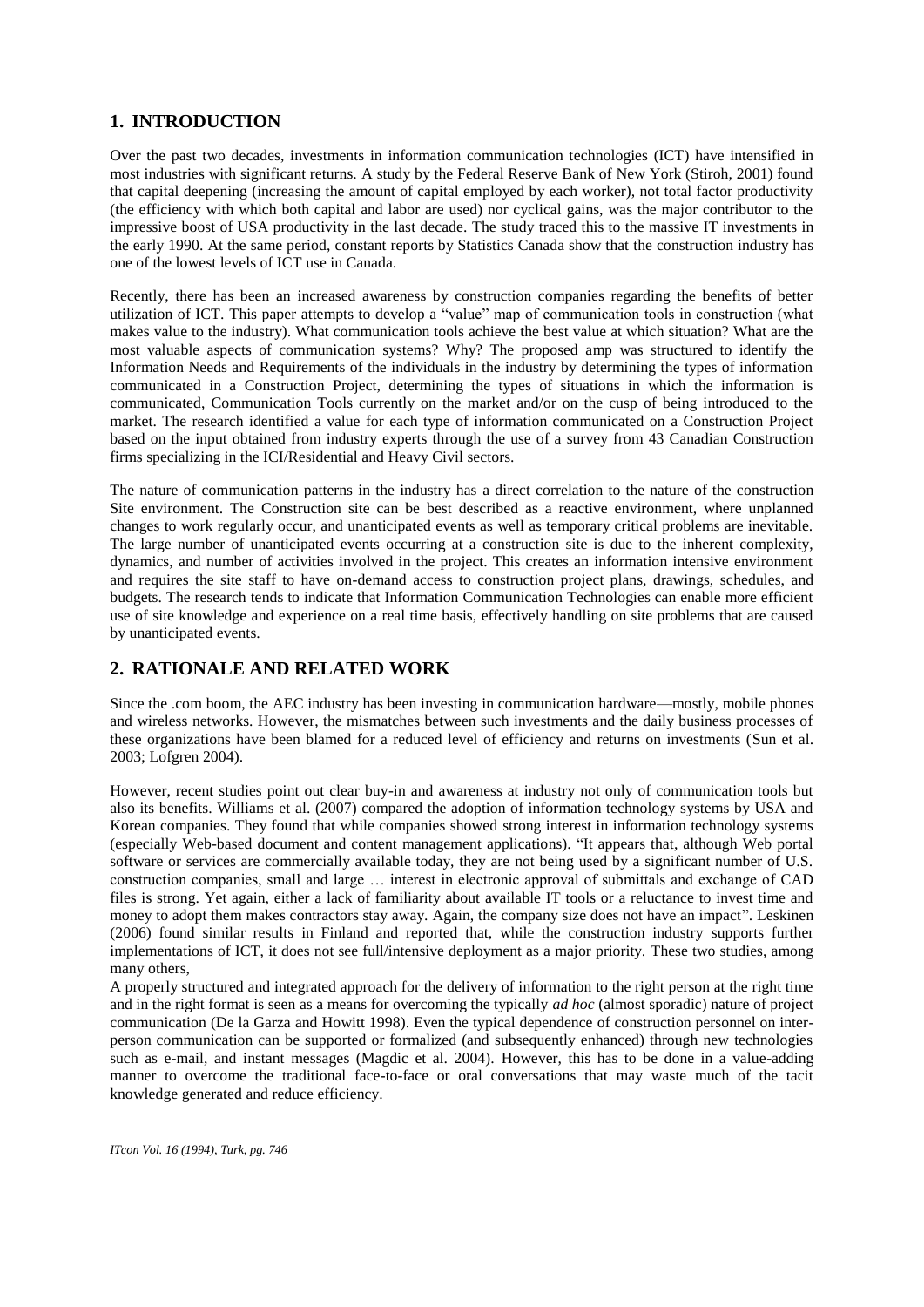## 1. INTRODUCTION

Over the past two decades, investments in information communication technologies (ICT) have intensified in most industries with significant returns. A study by the Federal Reserve Bank of New York (Stiroh, 2001) found that capital deepening (increasing the amount of capital employed by each worker), not total factor productivity (the efficiency with which both capital and labor are used) nor cyclical gains, was the major contributor to the impressive boost of USA productivity in the last decade. The study traced this to the massive IT investments in the early 1990. At the same period, constant reports by Statistics Canada show that the construction industry has one of the lowest levels of ICT use in Canada.

Recently, there has been an increased awareness by construction companies regarding the benefits of better utilization of ICT. This paper attempts to develop a "value" map of communication tools in construction (what makes value to the industry). What communication tools achieve the best value at which situation? What are the most valuable aspects of communication systems? Why? The proposed amp was structured to identify the Information Needs and Requirements of the individuals in the industry by determining the types of information communicated in a Construction Project, determining the types of situations in which the information is communicated, Communication Tools currently on the market and/or on the cusp of being introduced to the market. The research identified a value for each type of information communicated on a Construction Project based on the input obtained from industry experts through the use of a survey from 43 Canadian Construction firms specializing in the ICI/Residential and Heavy Civil sectors.

The nature of communication patterns in the industry has a direct correlation to the nature of the construction Site environment. The Construction site can be best described as a reactive environment, where unplanned changes to work regularly occur, and unanticipated events as well as temporary critical problems are inevitable. The large number of unanticipated events occurring at a construction site is due to the inherent complexity, dynamics, and number of activities involved in the project. This creates an information intensive environment and requires the site staff to have on-demand access to construction project plans, drawings, schedules, and budgets. The research tends to indicate that Information Communication Technologies can enable more efficient use of site knowledge and experience on a real time basis, effectively handling on site problems that are caused by unanticipated events.

## 2. RATIONALE AND RELATED WORK

Since the .com boom, the AEC industry has been investing in communication hardware—mostly, mobile phones and wireless networks. However, the mismatches between such investments and the daily business processes of these organizations have been blamed for a reduced level of efficiency and returns on investments (Sun et al. 2003; Lofgren 2004).

However, recent studies point out clear buy-in and awareness at industry not only of communication tools but also its benefits. Williams et al. (2007) compared the adoption of information technology systems by USA and Korean companies. They found that while companies showed strong interest in information technology systems (especially Web-based document and content management applications). "It appears that, although Web portal software or services are commercially available today, they are not being used by a significant number of U.S. construction companies, small and large … interest in electronic approval of submittals and exchange of CAD files is strong. Yet again, either a lack of familiarity about available IT tools or a reluctance to invest time and money to adopt them makes contractors stay away. Again, the company size does not have an impact". Leskinen (2006) found similar results in Finland and reported that, while the construction industry supports further implementations of ICT, it does not see full/intensive deployment as a major priority. These two studies, among many others,

A properly structured and integrated approach for the delivery of information to the right person at the right time and in the right format is seen as a means for overcoming the typically *ad hoc* (almost sporadic) nature of project communication (De la Garza and Howitt 1998). Even the typical dependence of construction personnel on inter-person communication can be supported or formalized (and subsequently enhanced) through new technologies such as e-mail, and instant messages (Magdic et al. 2004). However, this has to be done in a value-adding manner to overcome the traditional face-to-face or oral conversations that may waste much of the tacit knowledge generated and reduce efficiency.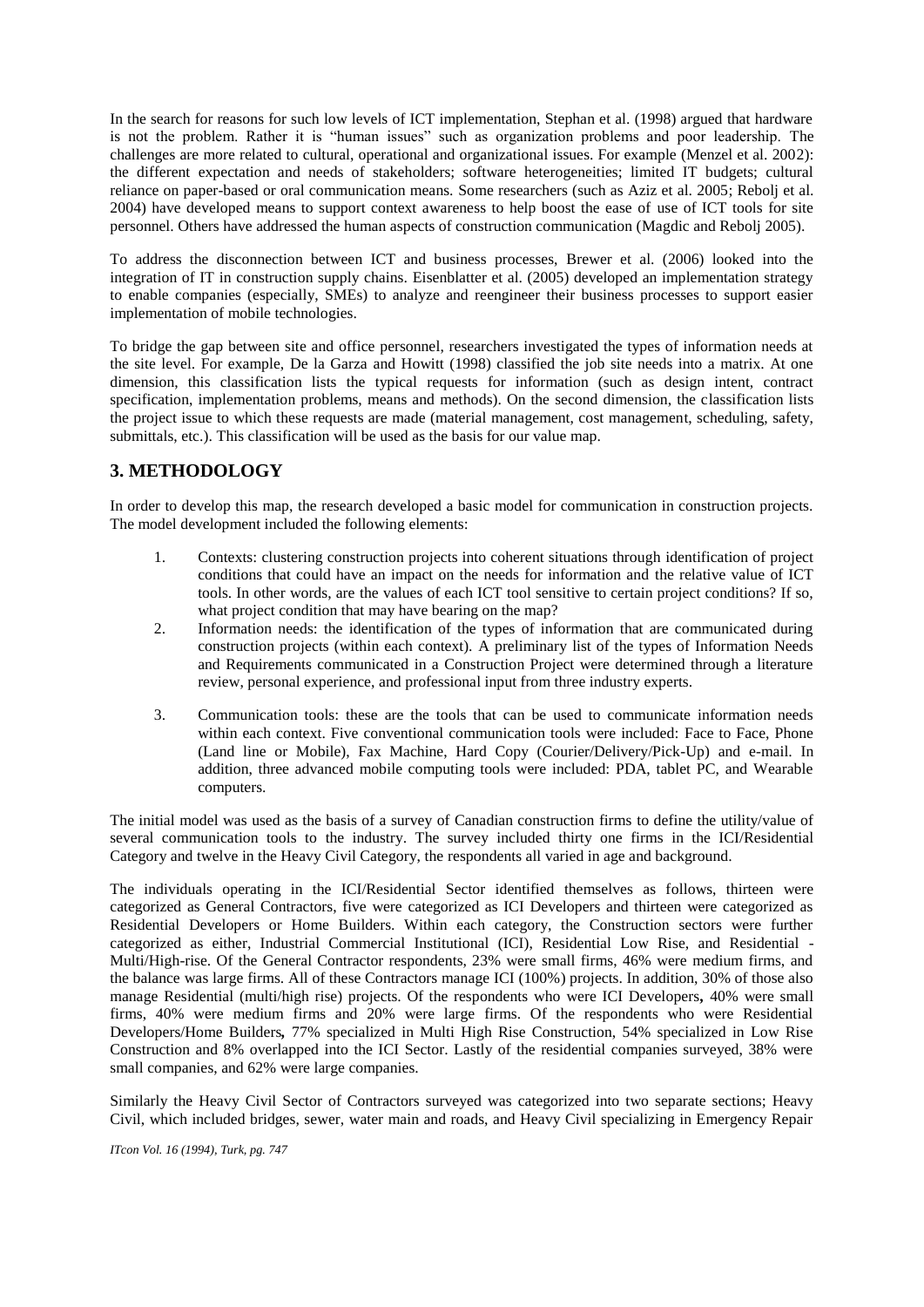In the search for reasons for such low levels of ICT implementation, Stephan et al. (1998) argued that hardware is not the problem. Rather it is "human issues" such as organization problems and poor leadership. The challenges are more related to cultural, operational and organizational issues. For example (Menzel et al. 2002): the different expectation and needs of stakeholders; software heterogeneities; limited IT budgets; cultural reliance on paper-based or oral communication means. Some researchers (such as Aziz et al. 2005; Rebolj et al. 2004) have developed means to support context awareness to help boost the ease of use of ICT tools for site personnel. Others have addressed the human aspects of construction communication (Magdic and Rebolj 2005).

To address the disconnection between ICT and business processes, Brewer et al. (2006) looked into the integration of IT in construction supply chains. Eisenblatter et al. (2005) developed an implementation strategy to enable companies (especially, SMEs) to analyze and reengineer their business processes to support easier implementation of mobile technologies.

To bridge the gap between site and office personnel, researchers investigated the types of information needs at the site level. For example, De la Garza and Howitt (1998) classified the job site needs into a matrix. At one dimension, this classification lists the typical requests for information (such as design intent, contract specification, implementation problems, means and methods). On the second dimension, the classification lists the project issue to which these requests are made (material management, cost management, scheduling, safety, submittals, etc.). This classification will be used as the basis for our value map.

## 3. METHODOLOGY

In order to develop this map, the research developed a basic model for communication in construction projects. The model development included the following elements:

1. Contexts: clustering construction projects into coherent situations through identification of project conditions that could have an impact on the needs for information and the relative value of ICT tools. In other words, are the values of each ICT tool sensitive to certain project conditions? If so, what project condition that may have bearing on the map?
2. Information needs: the identification of the types of information that are communicated during construction projects (within each context). A preliminary list of the types of Information Needs and Requirements communicated in a Construction Project were determined through a literature review, personal experience, and professional input from three industry experts.
3. Communication tools: these are the tools that can be used to communicate information needs within each context. Five conventional communication tools were included: Face to Face, Phone (Land line or Mobile), Fax Machine, Hard Copy (Courier/Delivery/Pick-Up) and e-mail. In addition, three advanced mobile computing tools were included: PDA, tablet PC, and Wearable computers.

The initial model was used as the basis of a survey of Canadian construction firms to define the utility/value of several communication tools to the industry. The survey included thirty one firms in the ICI/Residential Category and twelve in the Heavy Civil Category, the respondents all varied in age and background.

The individuals operating in the ICI/Residential Sector identified themselves as follows, thirteen were categorized as General Contractors, five were categorized as ICI Developers and thirteen were categorized as Residential Developers or Home Builders. Within each category, the Construction sectors were further categorized as either, Industrial Commercial Institutional (ICI), Residential Low Rise, and Residential - Multi/High-rise. Of the General Contractor respondents, 23% were small firms, 46% were medium firms, and the balance was large firms. All of these Contractors manage ICI (100%) projects. In addition, 30% of those also manage Residential (multi/high rise) projects. Of the respondents who were ICI Developers**,** 40% were small firms, 40% were medium firms and 20% were large firms. Of the respondents who were Residential Developers/Home Builders**,** 77% specialized in Multi High Rise Construction, 54% specialized in Low Rise Construction and 8% overlapped into the ICI Sector. Lastly of the residential companies surveyed, 38% were small companies, and 62% were large companies.

Similarly the Heavy Civil Sector of Contractors surveyed was categorized into two separate sections; Heavy Civil, which included bridges, sewer, water main and roads, and Heavy Civil specializing in Emergency Repair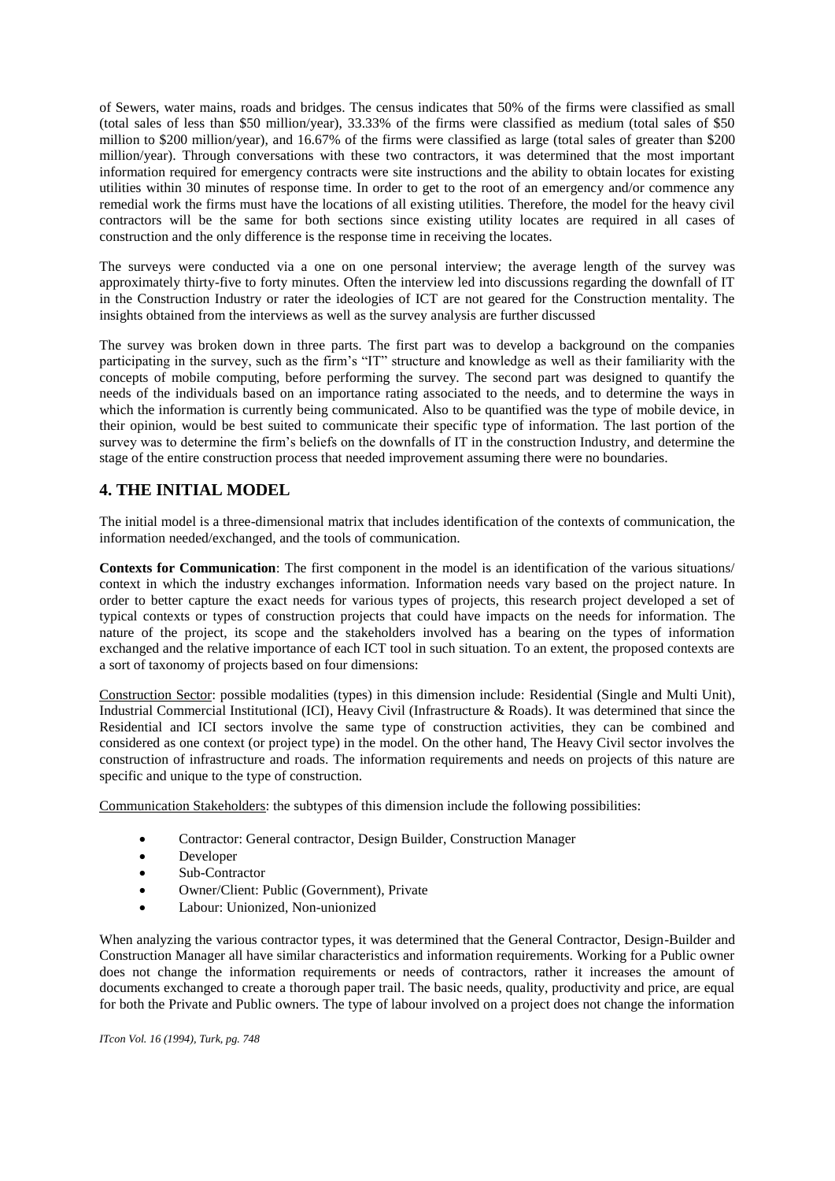of Sewers, water mains, roads and bridges. The census indicates that 50% of the firms were classified as small (total sales of less than $50 million/year), 33.33% of the firms were classified as medium (total sales of $50 million to $200 million/year), and 16.67% of the firms were classified as large (total sales of greater than $200 million/year). Through conversations with these two contractors, it was determined that the most important information required for emergency contracts were site instructions and the ability to obtain locates for existing utilities within 30 minutes of response time. In order to get to the root of an emergency and/or commence any remedial work the firms must have the locations of all existing utilities. Therefore, the model for the heavy civil contractors will be the same for both sections since existing utility locates are required in all cases of construction and the only difference is the response time in receiving the locates.

The surveys were conducted via a one on one personal interview; the average length of the survey was approximately thirty-five to forty minutes. Often the interview led into discussions regarding the downfall of IT in the Construction Industry or rater the ideologies of ICT are not geared for the Construction mentality. The insights obtained from the interviews as well as the survey analysis are further discussed

The survey was broken down in three parts. The first part was to develop a background on the companies participating in the survey, such as the firm's "IT" structure and knowledge as well as their familiarity with the concepts of mobile computing, before performing the survey. The second part was designed to quantify the needs of the individuals based on an importance rating associated to the needs, and to determine the ways in which the information is currently being communicated. Also to be quantified was the type of mobile device, in their opinion, would be best suited to communicate their specific type of information. The last portion of the survey was to determine the firm's beliefs on the downfalls of IT in the construction Industry, and determine the stage of the entire construction process that needed improvement assuming there were no boundaries.

## 4. THE INITIAL MODEL

The initial model is a three-dimensional matrix that includes identification of the contexts of communication, the information needed/exchanged, and the tools of communication.

**Contexts for Communication**: The first component in the model is an identification of the various situations/ context in which the industry exchanges information. Information needs vary based on the project nature. In order to better capture the exact needs for various types of projects, this research project developed a set of typical contexts or types of construction projects that could have impacts on the needs for information. The nature of the project, its scope and the stakeholders involved has a bearing on the types of information exchanged and the relative importance of each ICT tool in such situation. To an extent, the proposed contexts are a sort of taxonomy of projects based on four dimensions:

Construction Sector: possible modalities (types) in this dimension include: Residential (Single and Multi Unit), Industrial Commercial Institutional (ICI), Heavy Civil (Infrastructure & Roads). It was determined that since the Residential and ICI sectors involve the same type of construction activities, they can be combined and considered as one context (or project type) in the model. On the other hand, The Heavy Civil sector involves the construction of infrastructure and roads. The information requirements and needs on projects of this nature are specific and unique to the type of construction.

Communication Stakeholders: the subtypes of this dimension include the following possibilities:

- Contractor: General contractor, Design Builder, Construction Manager
- Developer
- Sub-Contractor
- Owner/Client: Public (Government), Private
- Labour: Unionized, Non-unionized

When analyzing the various contractor types, it was determined that the General Contractor, Design-Builder and Construction Manager all have similar characteristics and information requirements. Working for a Public owner does not change the information requirements or needs of contractors, rather it increases the amount of documents exchanged to create a thorough paper trail. The basic needs, quality, productivity and price, are equal for both the Private and Public owners. The type of labour involved on a project does not change the information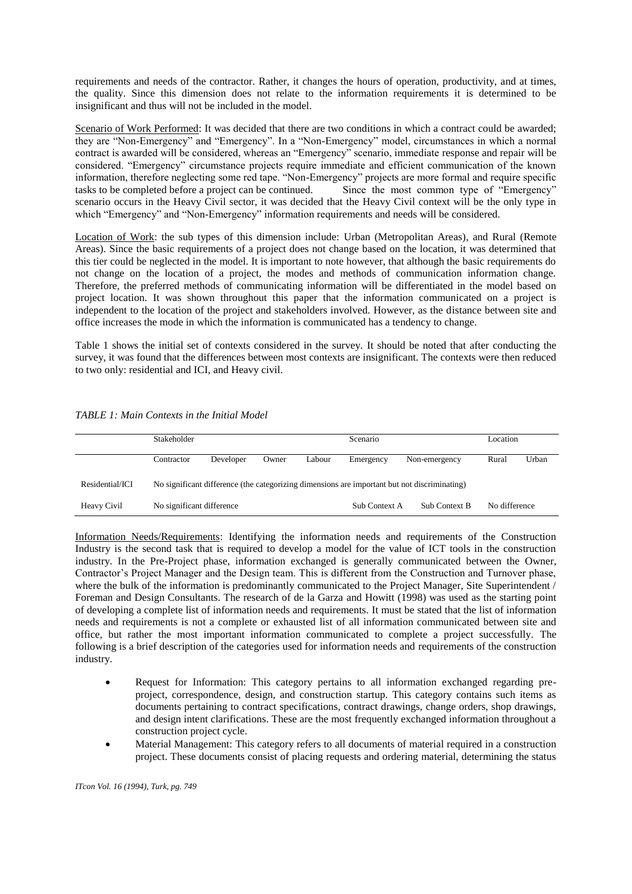requirements and needs of the contractor. Rather, it changes the hours of operation, productivity, and at times, the quality. Since this dimension does not relate to the information requirements it is determined to be insignificant and thus will not be included in the model.

Scenario of Work Performed: It was decided that there are two conditions in which a contract could be awarded; they are "Non-Emergency" and "Emergency". In a "Non-Emergency" model, circumstances in which a normal contract is awarded will be considered, whereas an "Emergency" scenario, immediate response and repair will be considered. "Emergency" circumstance projects require immediate and efficient communication of the known information, therefore neglecting some red tape. "Non-Emergency" projects are more formal and require specific tasks to be completed before a project can be continued. Since the most common type of "Emergency" scenario occurs in the Heavy Civil sector, it was decided that the Heavy Civil context will be the only type in which "Emergency" and "Non-Emergency" information requirements and needs will be considered.

Location of Work: the sub types of this dimension include: Urban (Metropolitan Areas), and Rural (Remote Areas). Since the basic requirements of a project does not change based on the location, it was determined that this tier could be neglected in the model. It is important to note however, that although the basic requirements do not change on the location of a project, the modes and methods of communication information change. Therefore, the preferred methods of communicating information will be differentiated in the model based on project location. It was shown throughout this paper that the information communicated on a project is independent to the location of the project and stakeholders involved. However, as the distance between site and office increases the mode in which the information is communicated has a tendency to change.

Table 1 shows the initial set of contexts considered in the survey. It should be noted that after conducting the survey, it was found that the differences between most contexts are insignificant. The contexts were then reduced to two only: residential and ICI, and Heavy civil.

*TABLE 1: Main Contexts in the Initial Model*

| | Stakeholder | | | | Scenario | | Location | |
|---|---|---|---|---|---|---|---|---|
| | Contractor | Developer | Owner | Labour | Emergency | Non-emergency | Rural | Urban |
| Residential/ICI | No significant difference (the categorizing dimensions are important but not discriminating) | | | | | | | |
| Heavy Civil | No significant difference | | | | Sub Context A | Sub Context B | No difference | |

Information Needs/Requirements: Identifying the information needs and requirements of the Construction Industry is the second task that is required to develop a model for the value of ICT tools in the construction industry. In the Pre-Project phase, information exchanged is generally communicated between the Owner, Contractor's Project Manager and the Design team. This is different from the Construction and Turnover phase, where the bulk of the information is predominantly communicated to the Project Manager, Site Superintendent / Foreman and Design Consultants. The research of de la Garza and Howitt (1998) was used as the starting point of developing a complete list of information needs and requirements. It must be stated that the list of information needs and requirements is not a complete or exhausted list of all information communicated between site and office, but rather the most important information communicated to complete a project successfully. The following is a brief description of the categories used for information needs and requirements of the construction industry.

- Request for Information: This category pertains to all information exchanged regarding pre-project, correspondence, design, and construction startup. This category contains such items as documents pertaining to contract specifications, contract drawings, change orders, shop drawings, and design intent clarifications. These are the most frequently exchanged information throughout a construction project cycle.
- Material Management: This category refers to all documents of material required in a construction project. These documents consist of placing requests and ordering material, determining the status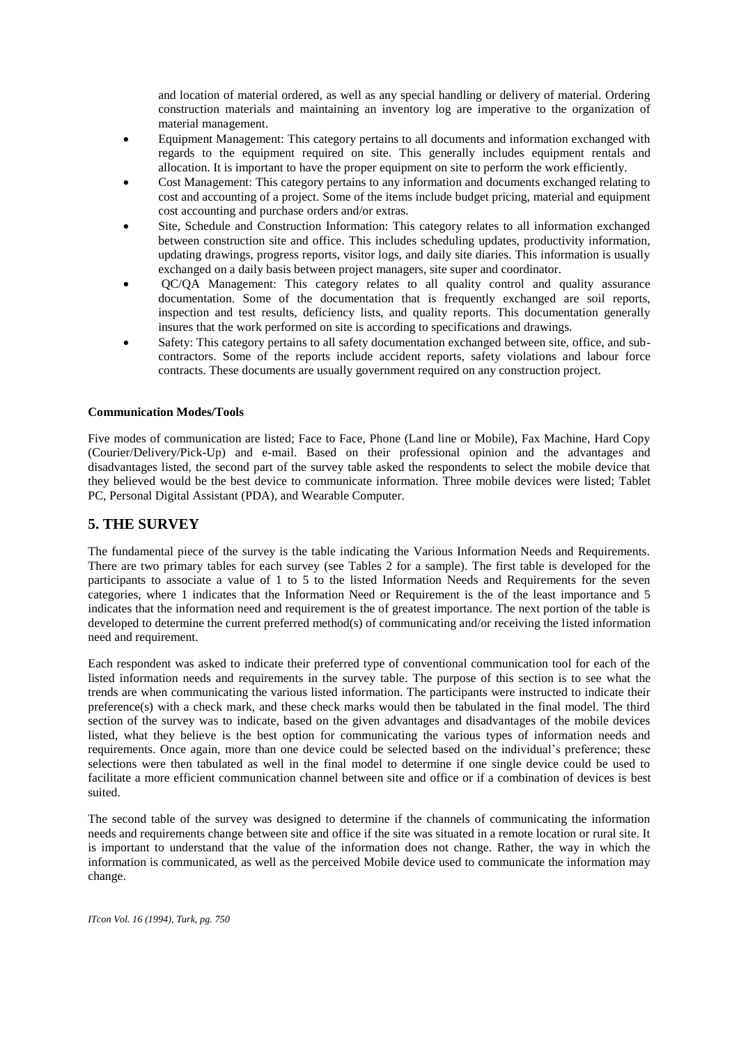and location of material ordered, as well as any special handling or delivery of material. Ordering construction materials and maintaining an inventory log are imperative to the organization of material management.

- Equipment Management: This category pertains to all documents and information exchanged with regards to the equipment required on site. This generally includes equipment rentals and allocation. It is important to have the proper equipment on site to perform the work efficiently.
- Cost Management: This category pertains to any information and documents exchanged relating to cost and accounting of a project. Some of the items include budget pricing, material and equipment cost accounting and purchase orders and/or extras.
- Site, Schedule and Construction Information: This category relates to all information exchanged between construction site and office. This includes scheduling updates, productivity information, updating drawings, progress reports, visitor logs, and daily site diaries. This information is usually exchanged on a daily basis between project managers, site super and coordinator.
- QC/QA Management: This category relates to all quality control and quality assurance documentation. Some of the documentation that is frequently exchanged are soil reports, inspection and test results, deficiency lists, and quality reports. This documentation generally insures that the work performed on site is according to specifications and drawings.
- Safety: This category pertains to all safety documentation exchanged between site, office, and sub-contractors. Some of the reports include accident reports, safety violations and labour force contracts. These documents are usually government required on any construction project.

**Communication Modes/Tools**

Five modes of communication are listed; Face to Face, Phone (Land line or Mobile), Fax Machine, Hard Copy (Courier/Delivery/Pick-Up) and e-mail. Based on their professional opinion and the advantages and disadvantages listed, the second part of the survey table asked the respondents to select the mobile device that they believed would be the best device to communicate information. Three mobile devices were listed; Tablet PC, Personal Digital Assistant (PDA), and Wearable Computer.

## 5. THE SURVEY

The fundamental piece of the survey is the table indicating the Various Information Needs and Requirements. There are two primary tables for each survey (see Tables 2 for a sample). The first table is developed for the participants to associate a value of 1 to 5 to the listed Information Needs and Requirements for the seven categories, where 1 indicates that the Information Need or Requirement is the of the least importance and 5 indicates that the information need and requirement is the of greatest importance. The next portion of the table is developed to determine the current preferred method(s) of communicating and/or receiving the listed information need and requirement.

Each respondent was asked to indicate their preferred type of conventional communication tool for each of the listed information needs and requirements in the survey table. The purpose of this section is to see what the trends are when communicating the various listed information. The participants were instructed to indicate their preference(s) with a check mark, and these check marks would then be tabulated in the final model. The third section of the survey was to indicate, based on the given advantages and disadvantages of the mobile devices listed, what they believe is the best option for communicating the various types of information needs and requirements. Once again, more than one device could be selected based on the individual's preference; these selections were then tabulated as well in the final model to determine if one single device could be used to facilitate a more efficient communication channel between site and office or if a combination of devices is best suited.

The second table of the survey was designed to determine if the channels of communicating the information needs and requirements change between site and office if the site was situated in a remote location or rural site. It is important to understand that the value of the information does not change. Rather, the way in which the information is communicated, as well as the perceived Mobile device used to communicate the information may change.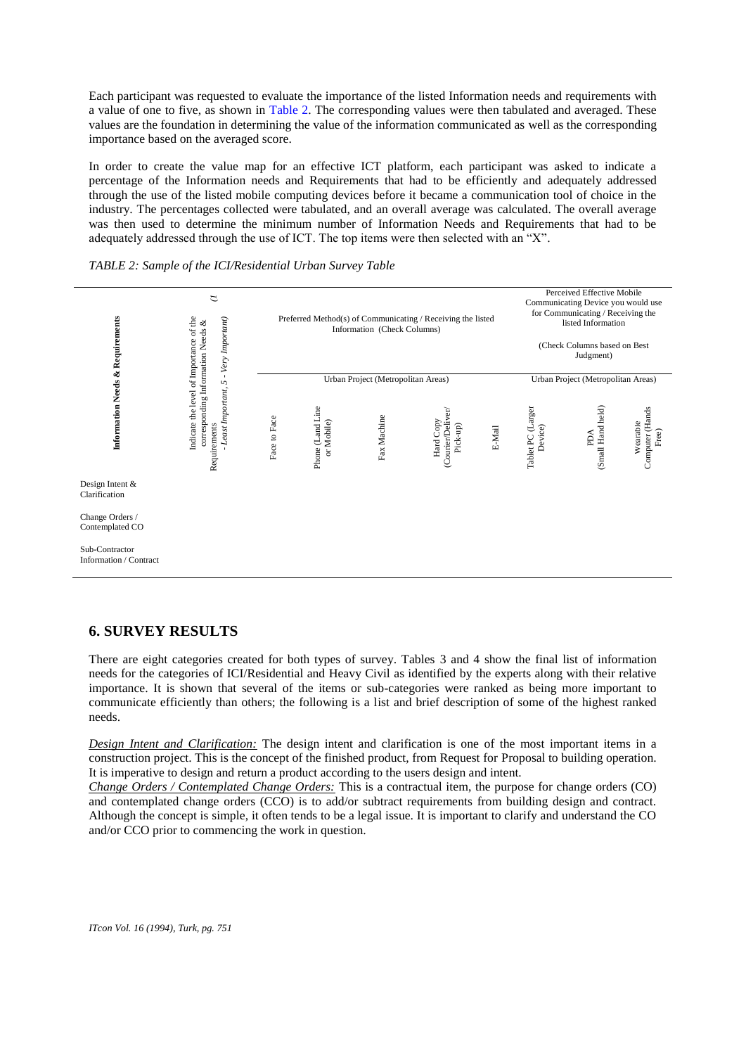Each participant was requested to evaluate the importance of the listed Information needs and requirements with a value of one to five, as shown in Table 2. The corresponding values were then tabulated and averaged. These values are the foundation in determining the value of the information communicated as well as the corresponding importance based on the averaged score.

In order to create the value map for an effective ICT platform, each participant was asked to indicate a percentage of the Information needs and Requirements that had to be efficiently and adequately addressed through the use of the listed mobile computing devices before it became a communication tool of choice in the industry. The percentages collected were tabulated, and an overall average was calculated. The overall average was then used to determine the minimum number of Information Needs and Requirements that had to be adequately addressed through the use of ICT. The top items were then selected with an "X".

*TABLE 2: Sample of the ICI/Residential Urban Survey Table*

| Information Needs & Requirements | Indicate the level of Importance of the corresponding Information Needs & Requirements (1 - Least Important, 5 - Very Important) | Preferred Method(s) of Communicating / Receiving the listed Information (Check Columns) | | | | | Perceived Effective Mobile Communicating Device you would use for Communicating / Receiving the listed Information (Check Columns based on Best Judgment) | | |
|---|---|---|---|---|---|---|---|---|---|
| | | Urban Project (Metropolitan Areas) | | | | | Urban Project (Metropolitan Areas) | | |
| | | Face to Face | Phone (Land Line or Mobile) | Fax Machine | Hard Copy (Courier/Deliver/ Pick-up) | E-Mail | Tablet PC (Larger Device) | PDA (Small Hand held) | Wearable Computer (Hands Free) |
| Design Intent & Clarification | | | | | | | | | |
| Change Orders / Contemplated CO | | | | | | | | | |
| Sub-Contractor Information / Contract | | | | | | | | | |

## 6. SURVEY RESULTS

There are eight categories created for both types of survey. Tables 3 and 4 show the final list of information needs for the categories of ICI/Residential and Heavy Civil as identified by the experts along with their relative importance. It is shown that several of the items or sub-categories were ranked as being more important to communicate efficiently than others; the following is a list and brief description of some of the highest ranked needs.

*Design Intent and Clarification:* The design intent and clarification is one of the most important items in a construction project. This is the concept of the finished product, from Request for Proposal to building operation. It is imperative to design and return a product according to the users design and intent.

*Change Orders / Contemplated Change Orders:* This is a contractual item, the purpose for change orders (CO) and contemplated change orders (CCO) is to add/or subtract requirements from building design and contract. Although the concept is simple, it often tends to be a legal issue. It is important to clarify and understand the CO and/or CCO prior to commencing the work in question.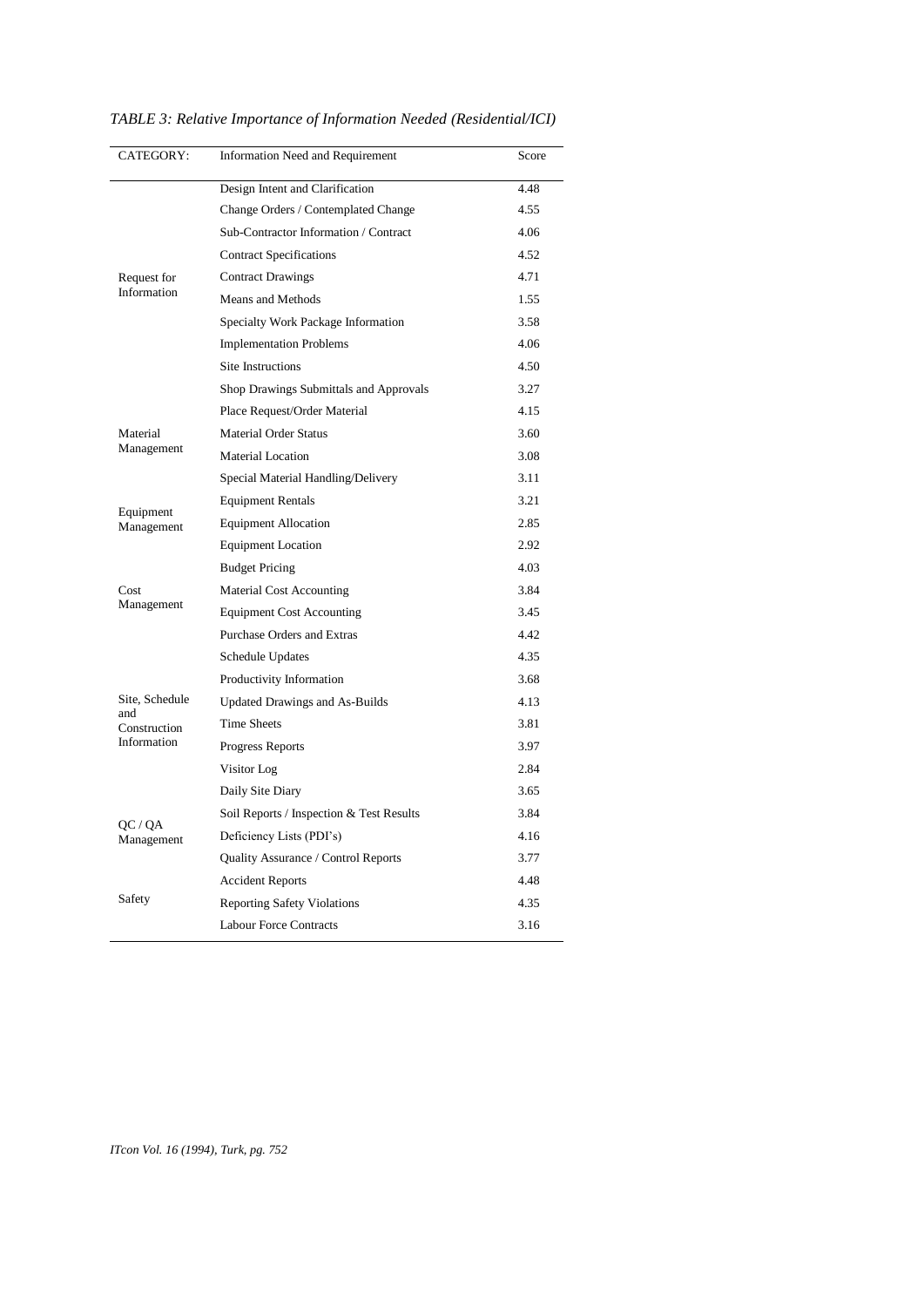*TABLE 3: Relative Importance of Information Needed (Residential/ICI)*

| CATEGORY: | Information Need and Requirement | Score |
|---|---|---|
| Request for Information | Design Intent and Clarification | 4.48 |
| | Change Orders / Contemplated Change | 4.55 |
| | Sub-Contractor Information / Contract | 4.06 |
| | Contract Specifications | 4.52 |
| | Contract Drawings | 4.71 |
| | Means and Methods | 1.55 |
| | Specialty Work Package Information | 3.58 |
| | Implementation Problems | 4.06 |
| | Site Instructions | 4.50 |
| | Shop Drawings Submittals and Approvals | 3.27 |
| Material Management | Place Request/Order Material | 4.15 |
| | Material Order Status | 3.60 |
| | Material Location | 3.08 |
| | Special Material Handling/Delivery | 3.11 |
| Equipment Management | Equipment Rentals | 3.21 |
| | Equipment Allocation | 2.85 |
| | Equipment Location | 2.92 |
| Cost Management | Budget Pricing | 4.03 |
| | Material Cost Accounting | 3.84 |
| | Equipment Cost Accounting | 3.45 |
| | Purchase Orders and Extras | 4.42 |
| Site, Schedule and Construction Information | Schedule Updates | 4.35 |
| | Productivity Information | 3.68 |
| | Updated Drawings and As-Builds | 4.13 |
| | Time Sheets | 3.81 |
| | Progress Reports | 3.97 |
| | Visitor Log | 2.84 |
| | Daily Site Diary | 3.65 |
| QC / QA Management | Soil Reports / Inspection & Test Results | 3.84 |
| | Deficiency Lists (PDI's) | 4.16 |
| | Quality Assurance / Control Reports | 3.77 |
| Safety | Accident Reports | 4.48 |
| | Reporting Safety Violations | 4.35 |
| | Labour Force Contracts | 3.16 |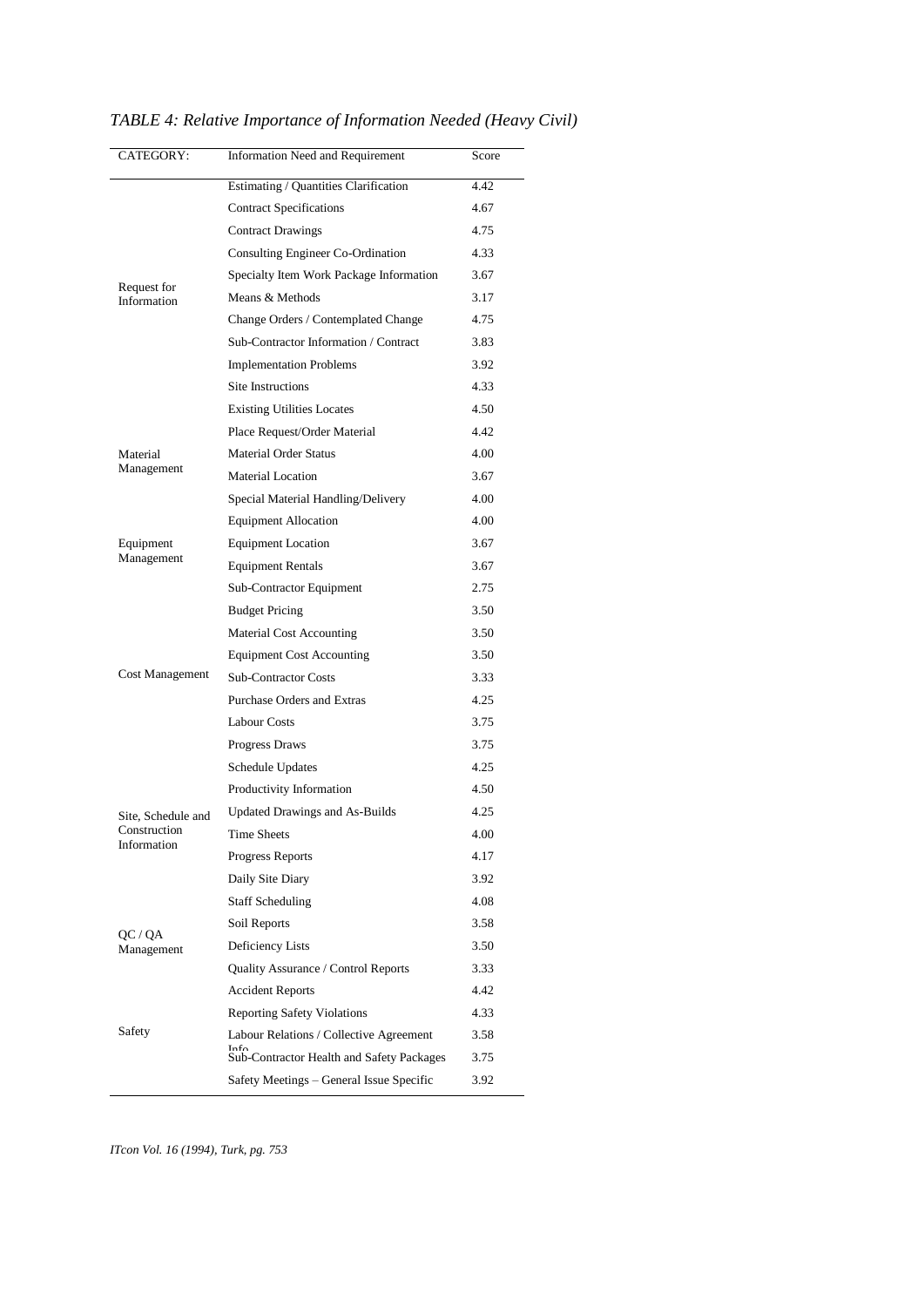*TABLE 4: Relative Importance of Information Needed (Heavy Civil)*

| CATEGORY: | Information Need and Requirement | Score |
|---|---|---|
| Request for Information | Estimating / Quantities Clarification | 4.42 |
| | Contract Specifications | 4.67 |
| | Contract Drawings | 4.75 |
| | Consulting Engineer Co-Ordination | 4.33 |
| | Specialty Item Work Package Information | 3.67 |
| | Means & Methods | 3.17 |
| | Change Orders / Contemplated Change | 4.75 |
| | Sub-Contractor Information / Contract | 3.83 |
| | Implementation Problems | 3.92 |
| | Site Instructions | 4.33 |
| | Existing Utilities Locates | 4.50 |
| Material Management | Place Request/Order Material | 4.42 |
| | Material Order Status | 4.00 |
| | Material Location | 3.67 |
| | Special Material Handling/Delivery | 4.00 |
| Equipment Management | Equipment Allocation | 4.00 |
| | Equipment Location | 3.67 |
| | Equipment Rentals | 3.67 |
| | Sub-Contractor Equipment | 2.75 |
| Cost Management | Budget Pricing | 3.50 |
| | Material Cost Accounting | 3.50 |
| | Equipment Cost Accounting | 3.50 |
| | Sub-Contractor Costs | 3.33 |
| | Purchase Orders and Extras | 4.25 |
| | Labour Costs | 3.75 |
| | Progress Draws | 3.75 |
| Site, Schedule and Construction Information | Schedule Updates | 4.25 |
| | Productivity Information | 4.50 |
| | Updated Drawings and As-Builds | 4.25 |
| | Time Sheets | 4.00 |
| | Progress Reports | 4.17 |
| | Daily Site Diary | 3.92 |
| | Staff Scheduling | 4.08 |
| QC / QA Management | Soil Reports | 3.58 |
| | Deficiency Lists | 3.50 |
| | Quality Assurance / Control Reports | 3.33 |
| Safety | Accident Reports | 4.42 |
| | Reporting Safety Violations | 4.33 |
| | Labour Relations / Collective Agreement Info | 3.58 |
| | Sub-Contractor Health and Safety Packages | 3.75 |
| | Safety Meetings – General Issue Specific | 3.92 |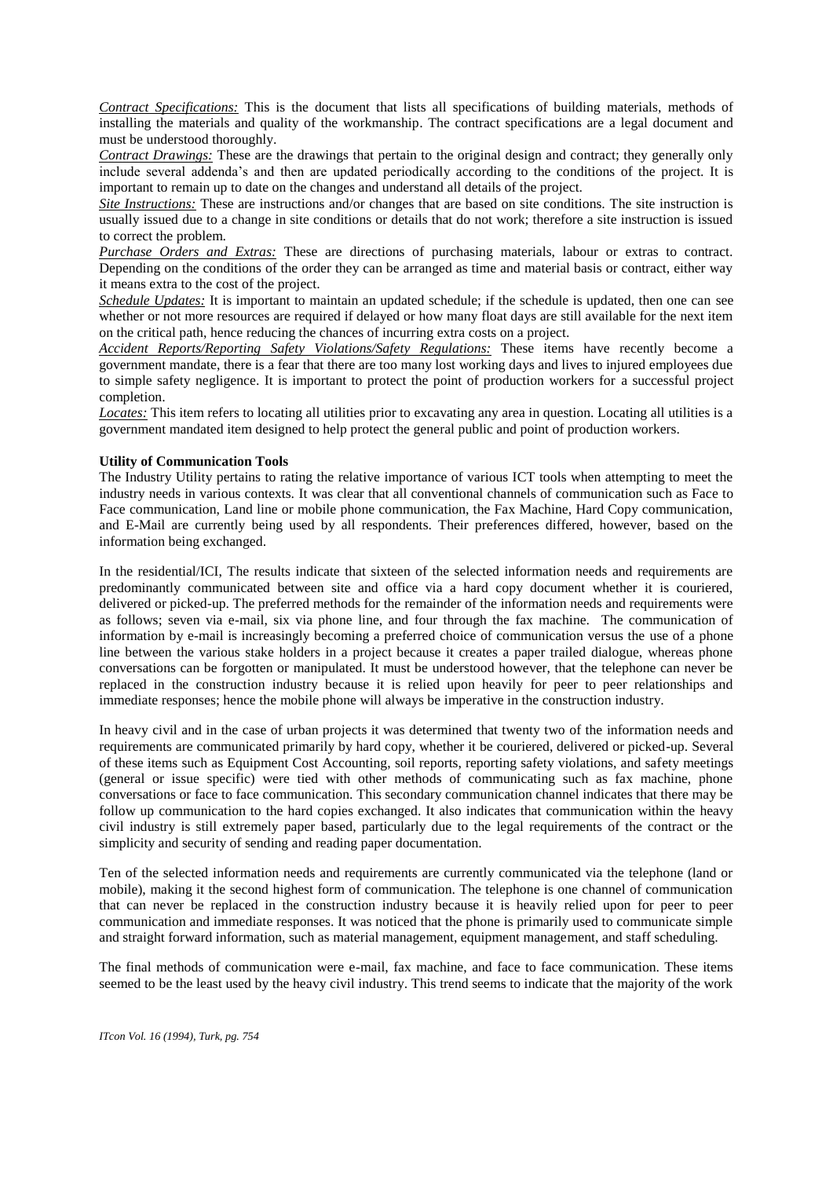*Contract Specifications:* This is the document that lists all specifications of building materials, methods of installing the materials and quality of the workmanship. The contract specifications are a legal document and must be understood thoroughly.

*Contract Drawings:* These are the drawings that pertain to the original design and contract; they generally only include several addenda's and then are updated periodically according to the conditions of the project. It is important to remain up to date on the changes and understand all details of the project.

*Site Instructions:* These are instructions and/or changes that are based on site conditions. The site instruction is usually issued due to a change in site conditions or details that do not work; therefore a site instruction is issued to correct the problem.

*Purchase Orders and Extras:* These are directions of purchasing materials, labour or extras to contract. Depending on the conditions of the order they can be arranged as time and material basis or contract, either way it means extra to the cost of the project.

*Schedule Updates:* It is important to maintain an updated schedule; if the schedule is updated, then one can see whether or not more resources are required if delayed or how many float days are still available for the next item on the critical path, hence reducing the chances of incurring extra costs on a project.

*Accident Reports/Reporting Safety Violations/Safety Regulations:* These items have recently become a government mandate, there is a fear that there are too many lost working days and lives to injured employees due to simple safety negligence. It is important to protect the point of production workers for a successful project completion.

*Locates:* This item refers to locating all utilities prior to excavating any area in question. Locating all utilities is a government mandated item designed to help protect the general public and point of production workers.

**Utility of Communication Tools**

The Industry Utility pertains to rating the relative importance of various ICT tools when attempting to meet the industry needs in various contexts. It was clear that all conventional channels of communication such as Face to Face communication, Land line or mobile phone communication, the Fax Machine, Hard Copy communication, and E-Mail are currently being used by all respondents. Their preferences differed, however, based on the information being exchanged.

In the residential/ICI, The results indicate that sixteen of the selected information needs and requirements are predominantly communicated between site and office via a hard copy document whether it is couriered, delivered or picked-up. The preferred methods for the remainder of the information needs and requirements were as follows; seven via e-mail, six via phone line, and four through the fax machine. The communication of information by e-mail is increasingly becoming a preferred choice of communication versus the use of a phone line between the various stake holders in a project because it creates a paper trailed dialogue, whereas phone conversations can be forgotten or manipulated. It must be understood however, that the telephone can never be replaced in the construction industry because it is relied upon heavily for peer to peer relationships and immediate responses; hence the mobile phone will always be imperative in the construction industry.

In heavy civil and in the case of urban projects it was determined that twenty two of the information needs and requirements are communicated primarily by hard copy, whether it be couriered, delivered or picked-up. Several of these items such as Equipment Cost Accounting, soil reports, reporting safety violations, and safety meetings (general or issue specific) were tied with other methods of communicating such as fax machine, phone conversations or face to face communication. This secondary communication channel indicates that there may be follow up communication to the hard copies exchanged. It also indicates that communication within the heavy civil industry is still extremely paper based, particularly due to the legal requirements of the contract or the simplicity and security of sending and reading paper documentation.

Ten of the selected information needs and requirements are currently communicated via the telephone (land or mobile), making it the second highest form of communication. The telephone is one channel of communication that can never be replaced in the construction industry because it is heavily relied upon for peer to peer communication and immediate responses. It was noticed that the phone is primarily used to communicate simple and straight forward information, such as material management, equipment management, and staff scheduling.

The final methods of communication were e-mail, fax machine, and face to face communication. These items seemed to be the least used by the heavy civil industry. This trend seems to indicate that the majority of the work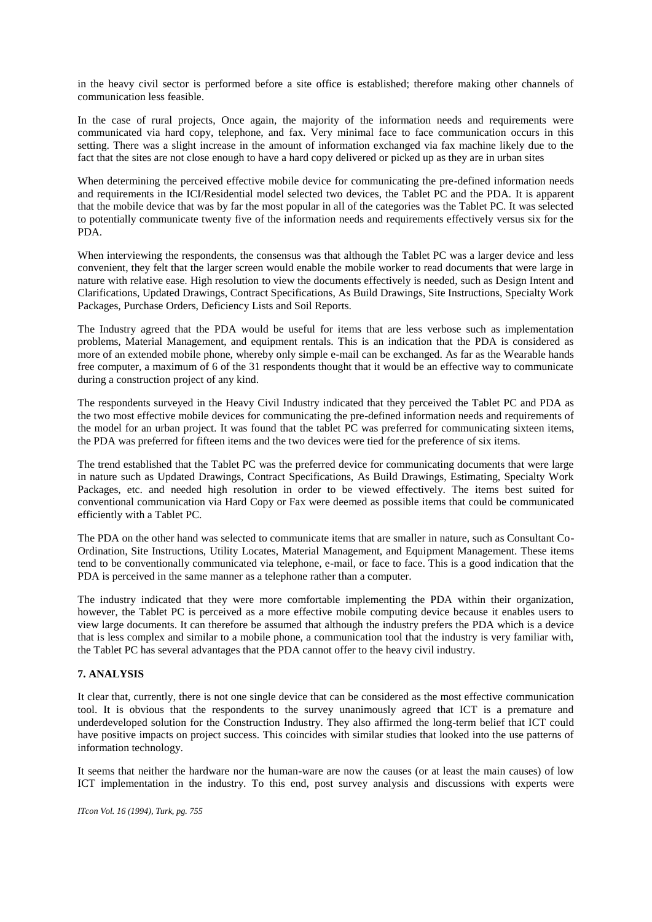in the heavy civil sector is performed before a site office is established; therefore making other channels of communication less feasible.

In the case of rural projects, Once again, the majority of the information needs and requirements were communicated via hard copy, telephone, and fax. Very minimal face to face communication occurs in this setting. There was a slight increase in the amount of information exchanged via fax machine likely due to the fact that the sites are not close enough to have a hard copy delivered or picked up as they are in urban sites

When determining the perceived effective mobile device for communicating the pre-defined information needs and requirements in the ICI/Residential model selected two devices, the Tablet PC and the PDA. It is apparent that the mobile device that was by far the most popular in all of the categories was the Tablet PC. It was selected to potentially communicate twenty five of the information needs and requirements effectively versus six for the PDA.

When interviewing the respondents, the consensus was that although the Tablet PC was a larger device and less convenient, they felt that the larger screen would enable the mobile worker to read documents that were large in nature with relative ease. High resolution to view the documents effectively is needed, such as Design Intent and Clarifications, Updated Drawings, Contract Specifications, As Build Drawings, Site Instructions, Specialty Work Packages, Purchase Orders, Deficiency Lists and Soil Reports.

The Industry agreed that the PDA would be useful for items that are less verbose such as implementation problems, Material Management, and equipment rentals. This is an indication that the PDA is considered as more of an extended mobile phone, whereby only simple e-mail can be exchanged. As far as the Wearable hands free computer, a maximum of 6 of the 31 respondents thought that it would be an effective way to communicate during a construction project of any kind.

The respondents surveyed in the Heavy Civil Industry indicated that they perceived the Tablet PC and PDA as the two most effective mobile devices for communicating the pre-defined information needs and requirements of the model for an urban project. It was found that the tablet PC was preferred for communicating sixteen items, the PDA was preferred for fifteen items and the two devices were tied for the preference of six items.

The trend established that the Tablet PC was the preferred device for communicating documents that were large in nature such as Updated Drawings, Contract Specifications, As Build Drawings, Estimating, Specialty Work Packages, etc. and needed high resolution in order to be viewed effectively. The items best suited for conventional communication via Hard Copy or Fax were deemed as possible items that could be communicated efficiently with a Tablet PC.

The PDA on the other hand was selected to communicate items that are smaller in nature, such as Consultant Co-Ordination, Site Instructions, Utility Locates, Material Management, and Equipment Management. These items tend to be conventionally communicated via telephone, e-mail, or face to face. This is a good indication that the PDA is perceived in the same manner as a telephone rather than a computer.

The industry indicated that they were more comfortable implementing the PDA within their organization, however, the Tablet PC is perceived as a more effective mobile computing device because it enables users to view large documents. It can therefore be assumed that although the industry prefers the PDA which is a device that is less complex and similar to a mobile phone, a communication tool that the industry is very familiar with, the Tablet PC has several advantages that the PDA cannot offer to the heavy civil industry.

## 7. ANALYSIS

It clear that, currently, there is not one single device that can be considered as the most effective communication tool. It is obvious that the respondents to the survey unanimously agreed that ICT is a premature and underdeveloped solution for the Construction Industry. They also affirmed the long-term belief that ICT could have positive impacts on project success. This coincides with similar studies that looked into the use patterns of information technology.

It seems that neither the hardware nor the human-ware are now the causes (or at least the main causes) of low ICT implementation in the industry. To this end, post survey analysis and discussions with experts were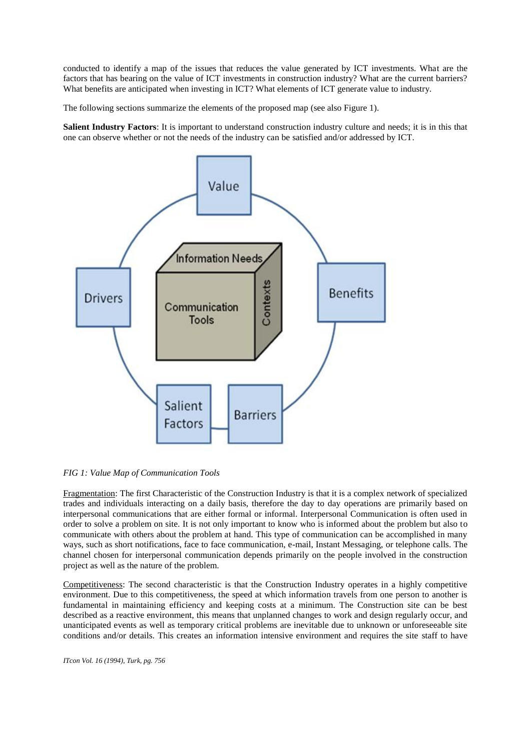conducted to identify a map of the issues that reduces the value generated by ICT investments. What are the factors that has bearing on the value of ICT investments in construction industry? What are the current barriers? What benefits are anticipated when investing in ICT? What elements of ICT generate value to industry.

The following sections summarize the elements of the proposed map (see also Figure 1).

**Salient Industry Factors**: It is important to understand construction industry culture and needs; it is in this that one can observe whether or not the needs of the industry can be satisfied and/or addressed by ICT.

*FIG 1: Value Map of Communication Tools*

Fragmentation: The first Characteristic of the Construction Industry is that it is a complex network of specialized trades and individuals interacting on a daily basis, therefore the day to day operations are primarily based on interpersonal communications that are either formal or informal. Interpersonal Communication is often used in order to solve a problem on site. It is not only important to know who is informed about the problem but also to communicate with others about the problem at hand. This type of communication can be accomplished in many ways, such as short notifications, face to face communication, e-mail, Instant Messaging, or telephone calls. The channel chosen for interpersonal communication depends primarily on the people involved in the construction project as well as the nature of the problem.

Competitiveness: The second characteristic is that the Construction Industry operates in a highly competitive environment. Due to this competitiveness, the speed at which information travels from one person to another is fundamental in maintaining efficiency and keeping costs at a minimum. The Construction site can be best described as a reactive environment, this means that unplanned changes to work and design regularly occur, and unanticipated events as well as temporary critical problems are inevitable due to unknown or unforeseeable site conditions and/or details. This creates an information intensive environment and requires the site staff to have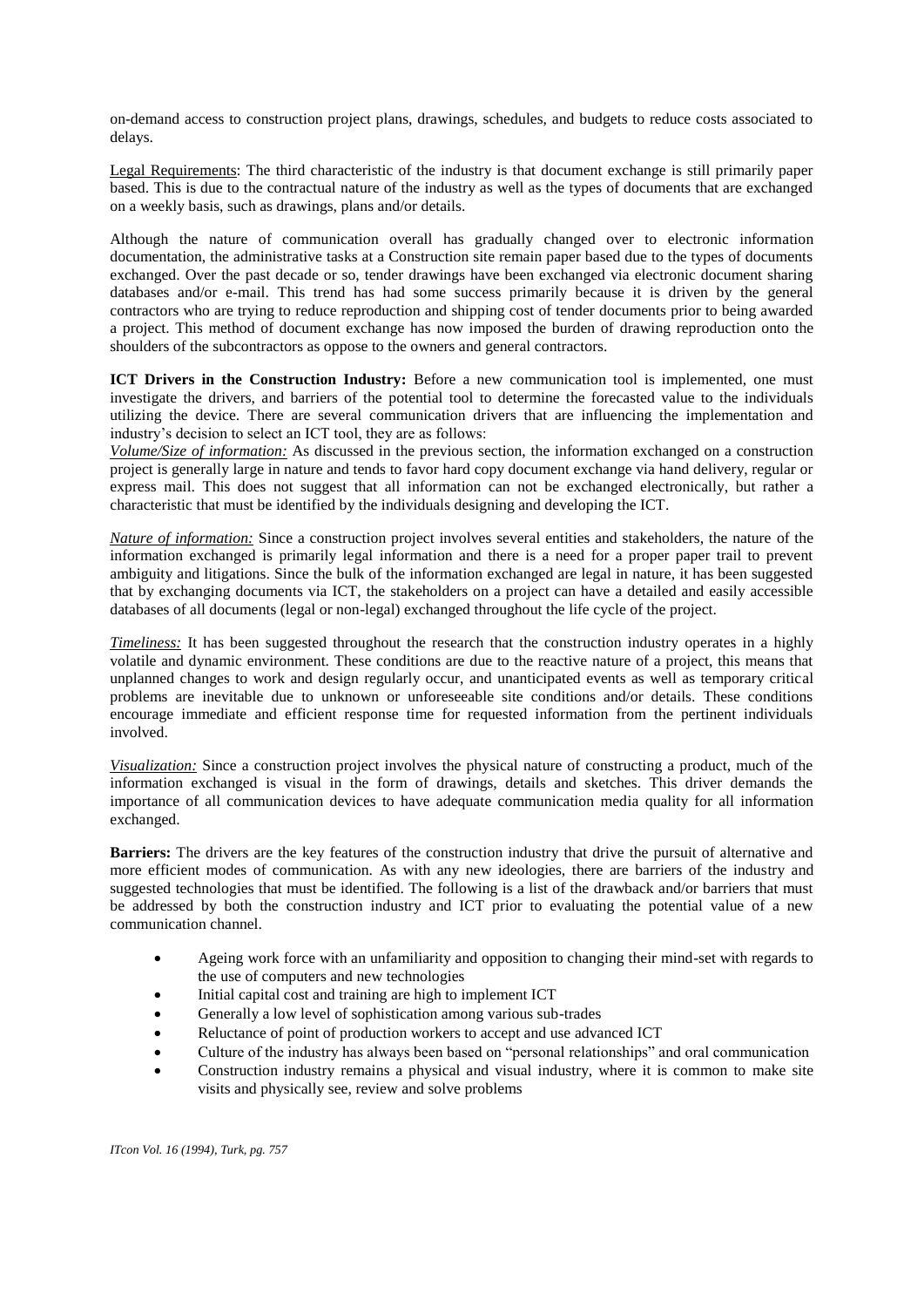on-demand access to construction project plans, drawings, schedules, and budgets to reduce costs associated to delays.

Legal Requirements: The third characteristic of the industry is that document exchange is still primarily paper based. This is due to the contractual nature of the industry as well as the types of documents that are exchanged on a weekly basis, such as drawings, plans and/or details.

Although the nature of communication overall has gradually changed over to electronic information documentation, the administrative tasks at a Construction site remain paper based due to the types of documents exchanged. Over the past decade or so, tender drawings have been exchanged via electronic document sharing databases and/or e-mail. This trend has had some success primarily because it is driven by the general contractors who are trying to reduce reproduction and shipping cost of tender documents prior to being awarded a project. This method of document exchange has now imposed the burden of drawing reproduction onto the shoulders of the subcontractors as oppose to the owners and general contractors.

**ICT Drivers in the Construction Industry:** Before a new communication tool is implemented, one must investigate the drivers, and barriers of the potential tool to determine the forecasted value to the individuals utilizing the device. There are several communication drivers that are influencing the implementation and industry's decision to select an ICT tool, they are as follows:

*Volume/Size of information:* As discussed in the previous section, the information exchanged on a construction project is generally large in nature and tends to favor hard copy document exchange via hand delivery, regular or express mail. This does not suggest that all information can not be exchanged electronically, but rather a characteristic that must be identified by the individuals designing and developing the ICT.

*Nature of information:* Since a construction project involves several entities and stakeholders, the nature of the information exchanged is primarily legal information and there is a need for a proper paper trail to prevent ambiguity and litigations. Since the bulk of the information exchanged are legal in nature, it has been suggested that by exchanging documents via ICT, the stakeholders on a project can have a detailed and easily accessible databases of all documents (legal or non-legal) exchanged throughout the life cycle of the project.

*Timeliness:* It has been suggested throughout the research that the construction industry operates in a highly volatile and dynamic environment. These conditions are due to the reactive nature of a project, this means that unplanned changes to work and design regularly occur, and unanticipated events as well as temporary critical problems are inevitable due to unknown or unforeseeable site conditions and/or details. These conditions encourage immediate and efficient response time for requested information from the pertinent individuals involved.

*Visualization:* Since a construction project involves the physical nature of constructing a product, much of the information exchanged is visual in the form of drawings, details and sketches. This driver demands the importance of all communication devices to have adequate communication media quality for all information exchanged.

**Barriers:** The drivers are the key features of the construction industry that drive the pursuit of alternative and more efficient modes of communication. As with any new ideologies, there are barriers of the industry and suggested technologies that must be identified. The following is a list of the drawback and/or barriers that must be addressed by both the construction industry and ICT prior to evaluating the potential value of a new communication channel.

- Ageing work force with an unfamiliarity and opposition to changing their mind-set with regards to the use of computers and new technologies
- Initial capital cost and training are high to implement ICT
- Generally a low level of sophistication among various sub-trades
- Reluctance of point of production workers to accept and use advanced ICT
- Culture of the industry has always been based on "personal relationships" and oral communication
- Construction industry remains a physical and visual industry, where it is common to make site visits and physically see, review and solve problems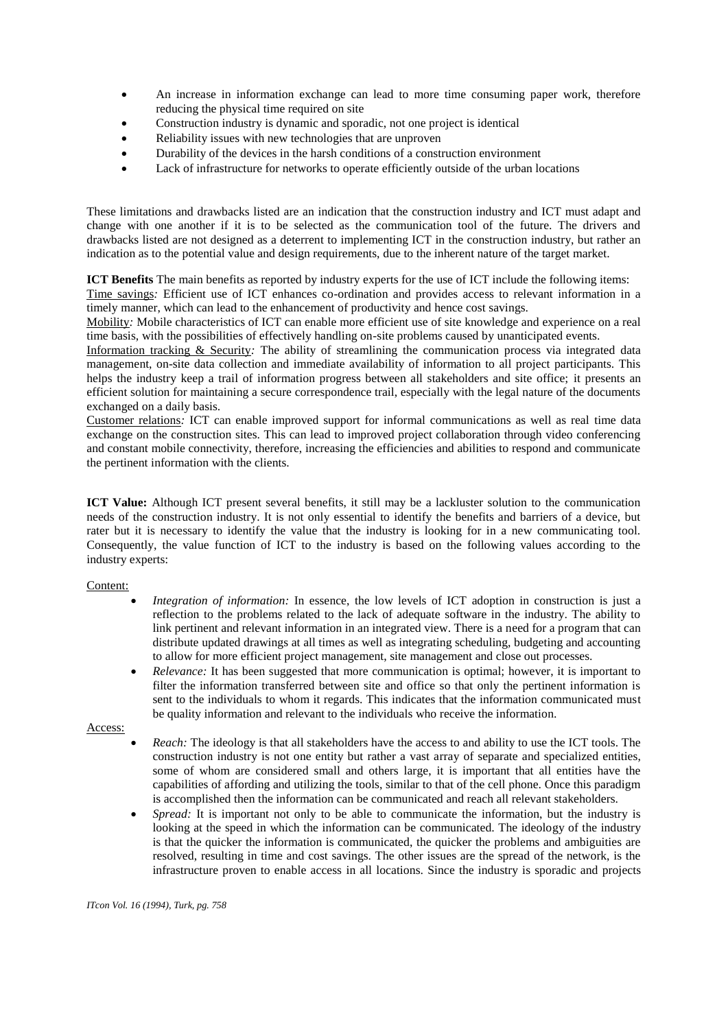- An increase in information exchange can lead to more time consuming paper work, therefore reducing the physical time required on site
- Construction industry is dynamic and sporadic, not one project is identical
- Reliability issues with new technologies that are unproven
- Durability of the devices in the harsh conditions of a construction environment
- Lack of infrastructure for networks to operate efficiently outside of the urban locations

These limitations and drawbacks listed are an indication that the construction industry and ICT must adapt and change with one another if it is to be selected as the communication tool of the future. The drivers and drawbacks listed are not designed as a deterrent to implementing ICT in the construction industry, but rather an indication as to the potential value and design requirements, due to the inherent nature of the target market.

**ICT Benefits** The main benefits as reported by industry experts for the use of ICT include the following items:
Time savings*:* Efficient use of ICT enhances co-ordination and provides access to relevant information in a timely manner, which can lead to the enhancement of productivity and hence cost savings.
Mobility*:* Mobile characteristics of ICT can enable more efficient use of site knowledge and experience on a real time basis, with the possibilities of effectively handling on-site problems caused by unanticipated events.
Information tracking & Security*:* The ability of streamlining the communication process via integrated data management, on-site data collection and immediate availability of information to all project participants. This helps the industry keep a trail of information progress between all stakeholders and site office; it presents an efficient solution for maintaining a secure correspondence trail, especially with the legal nature of the documents exchanged on a daily basis.
Customer relations*:* ICT can enable improved support for informal communications as well as real time data exchange on the construction sites. This can lead to improved project collaboration through video conferencing and constant mobile connectivity, therefore, increasing the efficiencies and abilities to respond and communicate the pertinent information with the clients.

**ICT Value:** Although ICT present several benefits, it still may be a lackluster solution to the communication needs of the construction industry. It is not only essential to identify the benefits and barriers of a device, but rater but it is necessary to identify the value that the industry is looking for in a new communicating tool. Consequently, the value function of ICT to the industry is based on the following values according to the industry experts:

Content:

- *Integration of information:* In essence, the low levels of ICT adoption in construction is just a reflection to the problems related to the lack of adequate software in the industry. The ability to link pertinent and relevant information in an integrated view. There is a need for a program that can distribute updated drawings at all times as well as integrating scheduling, budgeting and accounting to allow for more efficient project management, site management and close out processes.
- *Relevance:* It has been suggested that more communication is optimal; however, it is important to filter the information transferred between site and office so that only the pertinent information is sent to the individuals to whom it regards. This indicates that the information communicated must be quality information and relevant to the individuals who receive the information.

Access:

- *Reach:* The ideology is that all stakeholders have the access to and ability to use the ICT tools. The construction industry is not one entity but rather a vast array of separate and specialized entities, some of whom are considered small and others large, it is important that all entities have the capabilities of affording and utilizing the tools, similar to that of the cell phone. Once this paradigm is accomplished then the information can be communicated and reach all relevant stakeholders.
- *Spread:* It is important not only to be able to communicate the information, but the industry is looking at the speed in which the information can be communicated. The ideology of the industry is that the quicker the information is communicated, the quicker the problems and ambiguities are resolved, resulting in time and cost savings. The other issues are the spread of the network, is the infrastructure proven to enable access in all locations. Since the industry is sporadic and projects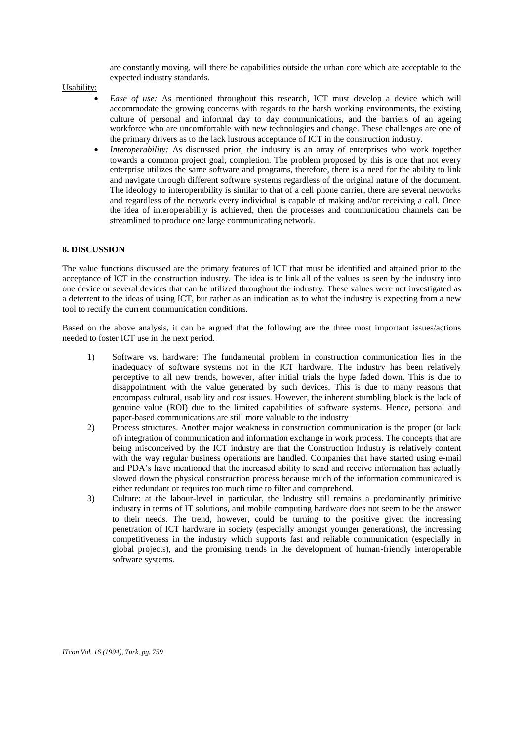are constantly moving, will there be capabilities outside the urban core which are acceptable to the expected industry standards.

Usability:

- *Ease of use:* As mentioned throughout this research, ICT must develop a device which will accommodate the growing concerns with regards to the harsh working environments, the existing culture of personal and informal day to day communications, and the barriers of an ageing workforce who are uncomfortable with new technologies and change. These challenges are one of the primary drivers as to the lack lustrous acceptance of ICT in the construction industry.
- *Interoperability:* As discussed prior, the industry is an array of enterprises who work together towards a common project goal, completion. The problem proposed by this is one that not every enterprise utilizes the same software and programs, therefore, there is a need for the ability to link and navigate through different software systems regardless of the original nature of the document. The ideology to interoperability is similar to that of a cell phone carrier, there are several networks and regardless of the network every individual is capable of making and/or receiving a call. Once the idea of interoperability is achieved, then the processes and communication channels can be streamlined to produce one large communicating network.

## 8. DISCUSSION

The value functions discussed are the primary features of ICT that must be identified and attained prior to the acceptance of ICT in the construction industry. The idea is to link all of the values as seen by the industry into one device or several devices that can be utilized throughout the industry. These values were not investigated as a deterrent to the ideas of using ICT, but rather as an indication as to what the industry is expecting from a new tool to rectify the current communication conditions.

Based on the above analysis, it can be argued that the following are the three most important issues/actions needed to foster ICT use in the next period.

1) Software vs. hardware: The fundamental problem in construction communication lies in the inadequacy of software systems not in the ICT hardware. The industry has been relatively perceptive to all new trends, however, after initial trials the hype faded down. This is due to disappointment with the value generated by such devices. This is due to many reasons that encompass cultural, usability and cost issues. However, the inherent stumbling block is the lack of genuine value (ROI) due to the limited capabilities of software systems. Hence, personal and paper-based communications are still more valuable to the industry
2) Process structures. Another major weakness in construction communication is the proper (or lack of) integration of communication and information exchange in work process. The concepts that are being misconceived by the ICT industry are that the Construction Industry is relatively content with the way regular business operations are handled. Companies that have started using e-mail and PDA's have mentioned that the increased ability to send and receive information has actually slowed down the physical construction process because much of the information communicated is either redundant or requires too much time to filter and comprehend.
3) Culture: at the labour-level in particular, the Industry still remains a predominantly primitive industry in terms of IT solutions, and mobile computing hardware does not seem to be the answer to their needs. The trend, however, could be turning to the positive given the increasing penetration of ICT hardware in society (especially amongst younger generations), the increasing competitiveness in the industry which supports fast and reliable communication (especially in global projects), and the promising trends in the development of human-friendly interoperable software systems.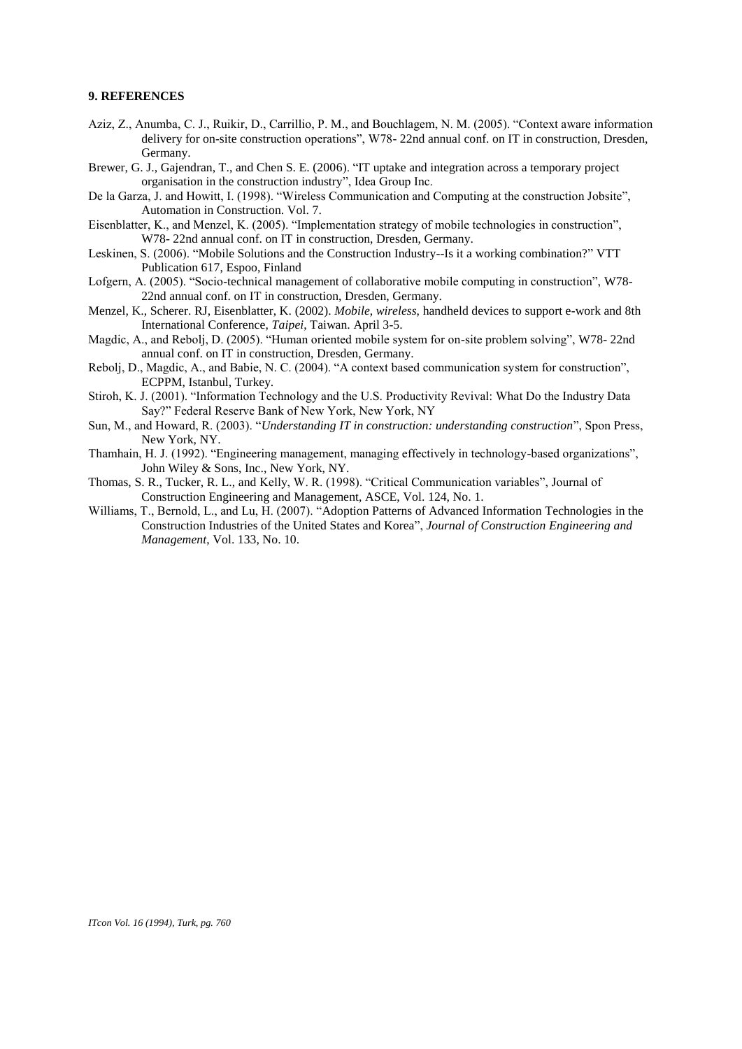## 9. REFERENCES

Aziz, Z., Anumba, C. J., Ruikir, D., Carrillio, P. M., and Bouchlagem, N. M. (2005). "Context aware information delivery for on-site construction operations", W78- 22nd annual conf. on IT in construction, Dresden, Germany.

Brewer, G. J., Gajendran, T., and Chen S. E. (2006). "IT uptake and integration across a temporary project organisation in the construction industry", Idea Group Inc.

De la Garza, J. and Howitt, I. (1998). "Wireless Communication and Computing at the construction Jobsite", Automation in Construction. Vol. 7.

Eisenblatter, K., and Menzel, K. (2005). "Implementation strategy of mobile technologies in construction", W78- 22nd annual conf. on IT in construction, Dresden, Germany.

Leskinen, S. (2006). "Mobile Solutions and the Construction Industry--Is it a working combination?" VTT Publication 617, Espoo, Finland

Lofgern, A. (2005). "Socio-technical management of collaborative mobile computing in construction", W78- 22nd annual conf. on IT in construction, Dresden, Germany.

Menzel, K., Scherer. RJ, Eisenblatter, K. (2002). *Mobile, wireless*, handheld devices to support e-work and 8th International Conference, *Taipei*, Taiwan. April 3-5.

Magdic, A., and Rebolj, D. (2005). "Human oriented mobile system for on-site problem solving", W78- 22nd annual conf. on IT in construction, Dresden, Germany.

Rebolj, D., Magdic, A., and Babie, N. C. (2004). "A context based communication system for construction", ECPPM, Istanbul, Turkey.

Stiroh, K. J. (2001). "Information Technology and the U.S. Productivity Revival: What Do the Industry Data Say?" Federal Reserve Bank of New York, New York, NY

Sun, M., and Howard, R. (2003). "*Understanding IT in construction: understanding construction*", Spon Press, New York, NY.

Thamhain, H. J. (1992). "Engineering management, managing effectively in technology-based organizations", John Wiley & Sons, Inc., New York, NY.

Thomas, S. R., Tucker, R. L., and Kelly, W. R. (1998). "Critical Communication variables", Journal of Construction Engineering and Management, ASCE, Vol. 124, No. 1.

Williams, T., Bernold, L., and Lu, H. (2007). "Adoption Patterns of Advanced Information Technologies in the Construction Industries of the United States and Korea", *Journal of Construction Engineering and Management*, Vol. 133, No. 10.